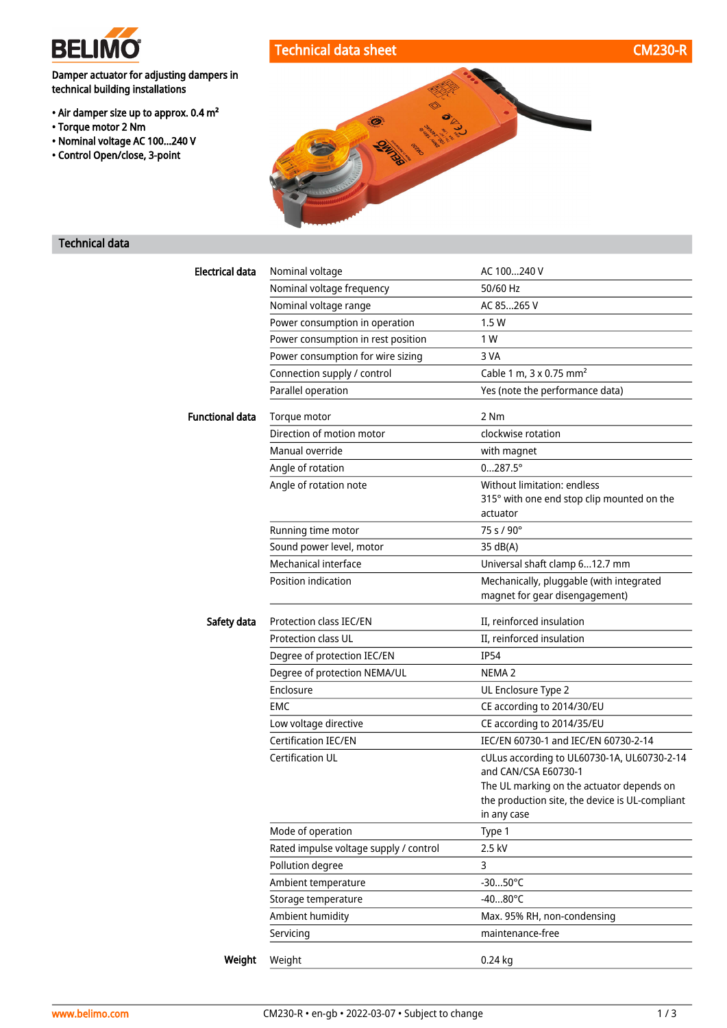# Technical data sheet CM230-R

**BELIMO**

**Damper actuator for adjusting dampers in technical building installations**

- **Air damper size up to approx. 0.4 m²**
- **Torque motor 2 Nm**
- **Nominal voltage AC 100...240 V**
- **Control Open/close, 3-point**

## Technical data

| | | |
|---|---|---|
| **Electrical data** | Nominal voltage | AC 100...240 V |
| | Nominal voltage frequency | 50/60 Hz |
| | Nominal voltage range | AC 85...265 V |
| | Power consumption in operation | 1.5 W |
| | Power consumption in rest position | 1 W |
| | Power consumption for wire sizing | 3 VA |
| | Connection supply / control | Cable 1 m, 3 x 0.75 mm² |
| | Parallel operation | Yes (note the performance data) |
| **Functional data** | Torque motor | 2 Nm |
| | Direction of motion motor | clockwise rotation |
| | Manual override | with magnet |
| | Angle of rotation | 0...287.5° |
| | Angle of rotation note | Without limitation: endless<br>315° with one end stop clip mounted on the actuator |
| | Running time motor | 75 s / 90° |
| | Sound power level, motor | 35 dB(A) |
| | Mechanical interface | Universal shaft clamp 6...12.7 mm |
| | Position indication | Mechanically, pluggable (with integrated magnet for gear disengagement) |
| **Safety data** | Protection class IEC/EN | II, reinforced insulation |
| | Protection class UL | II, reinforced insulation |
| | Degree of protection IEC/EN | IP54 |
| | Degree of protection NEMA/UL | NEMA 2 |
| | Enclosure | UL Enclosure Type 2 |
| | EMC | CE according to 2014/30/EU |
| | Low voltage directive | CE according to 2014/35/EU |
| | Certification IEC/EN | IEC/EN 60730-1 and IEC/EN 60730-2-14 |
| | Certification UL | cULus according to UL60730-1A, UL60730-2-14 and CAN/CSA E60730-1<br>The UL marking on the actuator depends on the production site, the device is UL-compliant in any case |
| | Mode of operation | Type 1 |
| | Rated impulse voltage supply / control | 2.5 kV |
| | Pollution degree | 3 |
| | Ambient temperature | -30...50°C |
| | Storage temperature | -40...80°C |
| | Ambient humidity | Max. 95% RH, non-condensing |
| | Servicing | maintenance-free |
| **Weight** | Weight | 0.24 kg |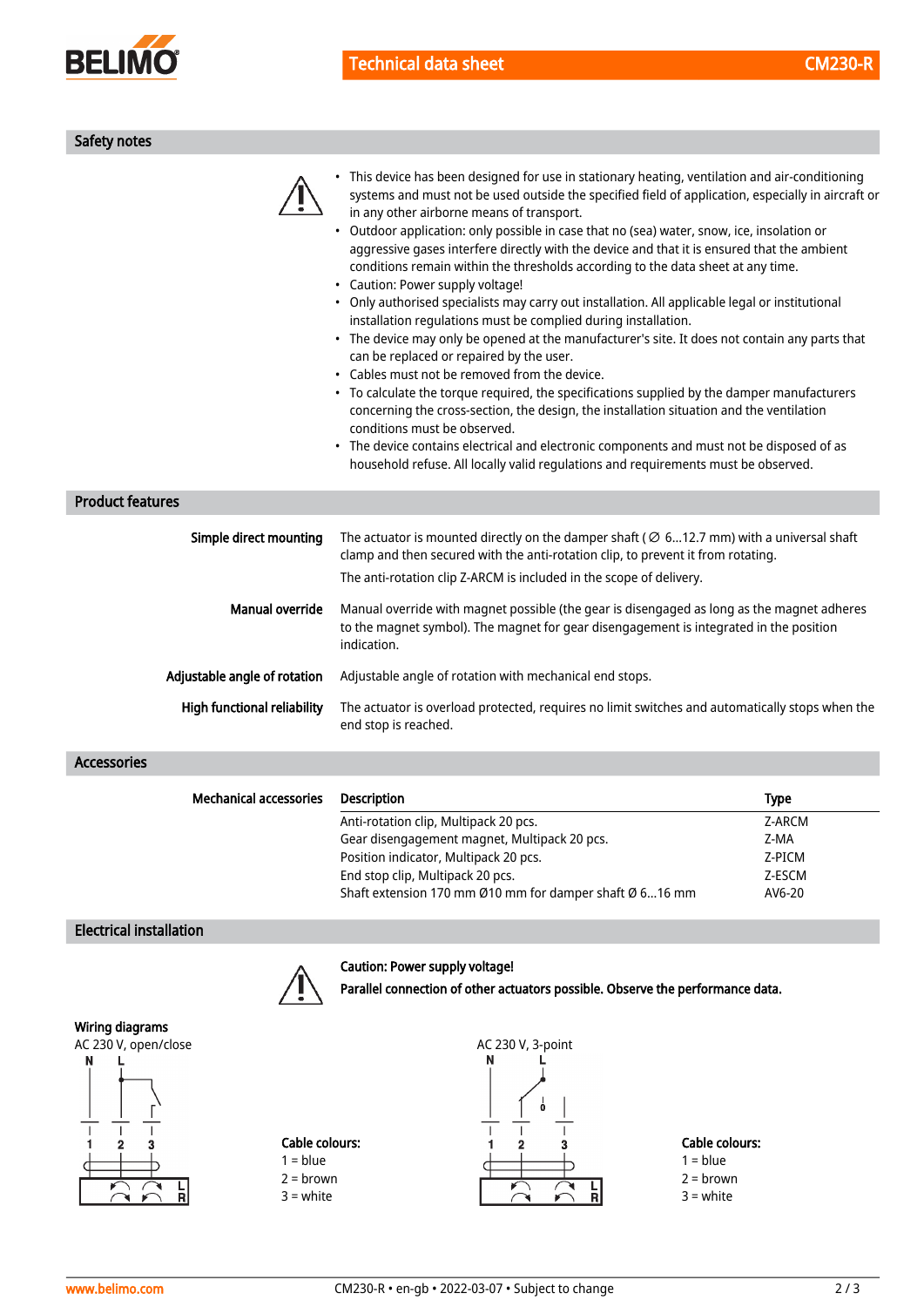## Safety notes

- This device has been designed for use in stationary heating, ventilation and air-conditioning systems and must not be used outside the specified field of application, especially in aircraft or in any other airborne means of transport.
- Outdoor application: only possible in case that no (sea) water, snow, ice, insolation or aggressive gases interfere directly with the device and that it is ensured that the ambient conditions remain within the thresholds according to the data sheet at any time.
- Caution: Power supply voltage!
- Only authorised specialists may carry out installation. All applicable legal or institutional installation regulations must be complied during installation.
- The device may only be opened at the manufacturer's site. It does not contain any parts that can be replaced or repaired by the user.
- Cables must not be removed from the device.
- To calculate the torque required, the specifications supplied by the damper manufacturers concerning the cross-section, the design, the installation situation and the ventilation conditions must be observed.
- The device contains electrical and electronic components and must not be disposed of as household refuse. All locally valid regulations and requirements must be observed.

## Product features

**Simple direct mounting**

The actuator is mounted directly on the damper shaft ( ∅ 6...12.7 mm) with a universal shaft clamp and then secured with the anti-rotation clip, to prevent it from rotating.

The anti-rotation clip Z-ARCM is included in the scope of delivery.

**Manual override**

Manual override with magnet possible (the gear is disengaged as long as the magnet adheres to the magnet symbol). The magnet for gear disengagement is integrated in the position indication.

**Adjustable angle of rotation**

Adjustable angle of rotation with mechanical end stops.

**High functional reliability**

The actuator is overload protected, requires no limit switches and automatically stops when the end stop is reached.

## Accessories

**Mechanical accessories**

| Description | Type |
|---|---|
| Anti-rotation clip, Multipack 20 pcs. | Z-ARCM |
| Gear disengagement magnet, Multipack 20 pcs. | Z-MA |
| Position indicator, Multipack 20 pcs. | Z-PICM |
| End stop clip, Multipack 20 pcs. | Z-ESCM |
| Shaft extension 170 mm Ø10 mm for damper shaft Ø 6...16 mm | AV6-20 |

## Electrical installation

**Caution: Power supply voltage!**

**Parallel connection of other actuators possible. Observe the performance data.**

**Wiring diagrams**

AC 230 V, open/close

**Cable colours:**
1 = blue
2 = brown
3 = white

AC 230 V, 3-point

**Cable colours:**
1 = blue
2 = brown
3 = white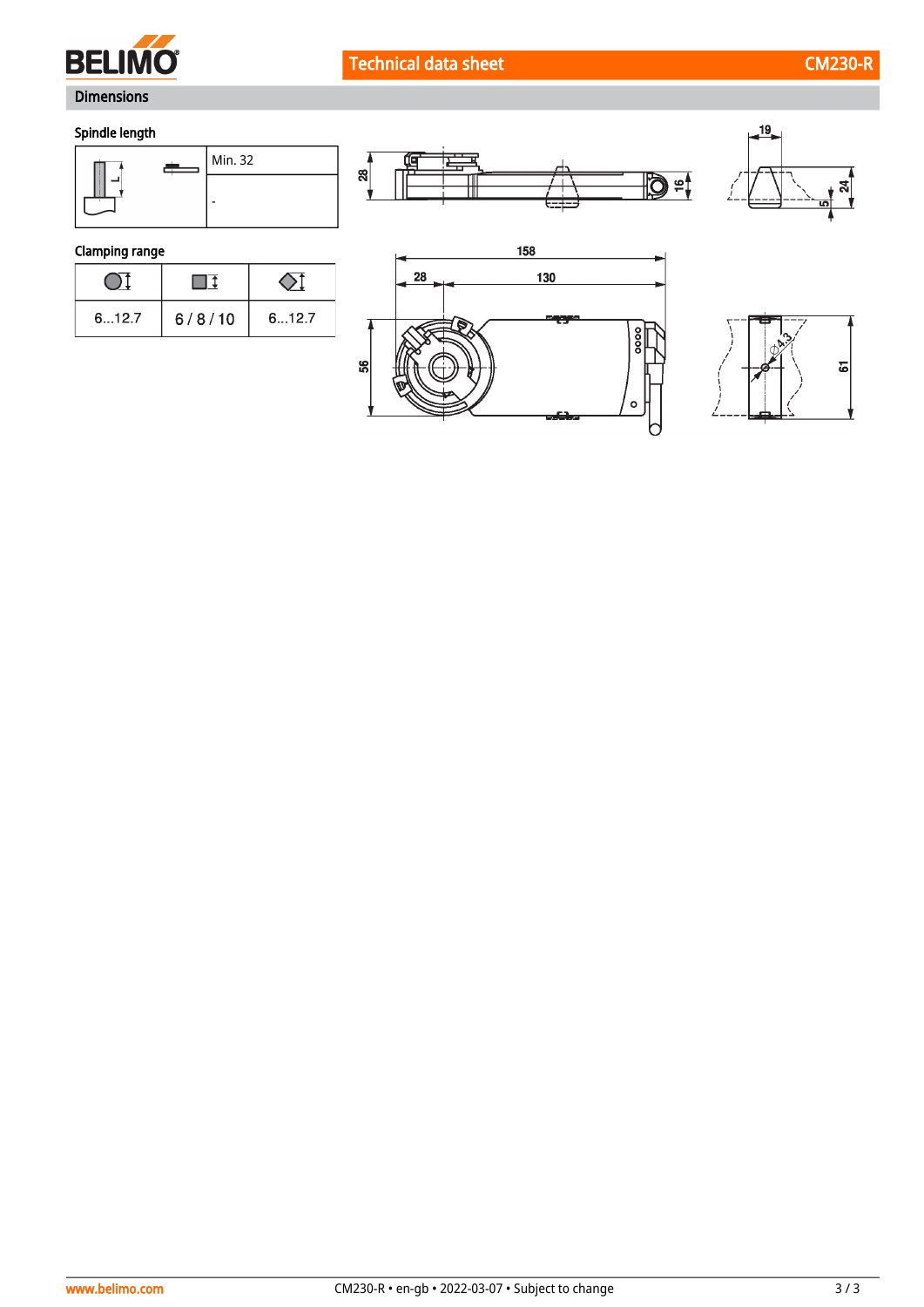## Dimensions

### Spindle length

| | |
|---|---|
| | Min. 32 |
| | - |

### Clamping range

| | | |
|---|---|---|
| 6...12.7 | 6 / 8 / 10 | 6...12.7 |

28
16
19
24
5
158
28
130
56
61
Ø4.3